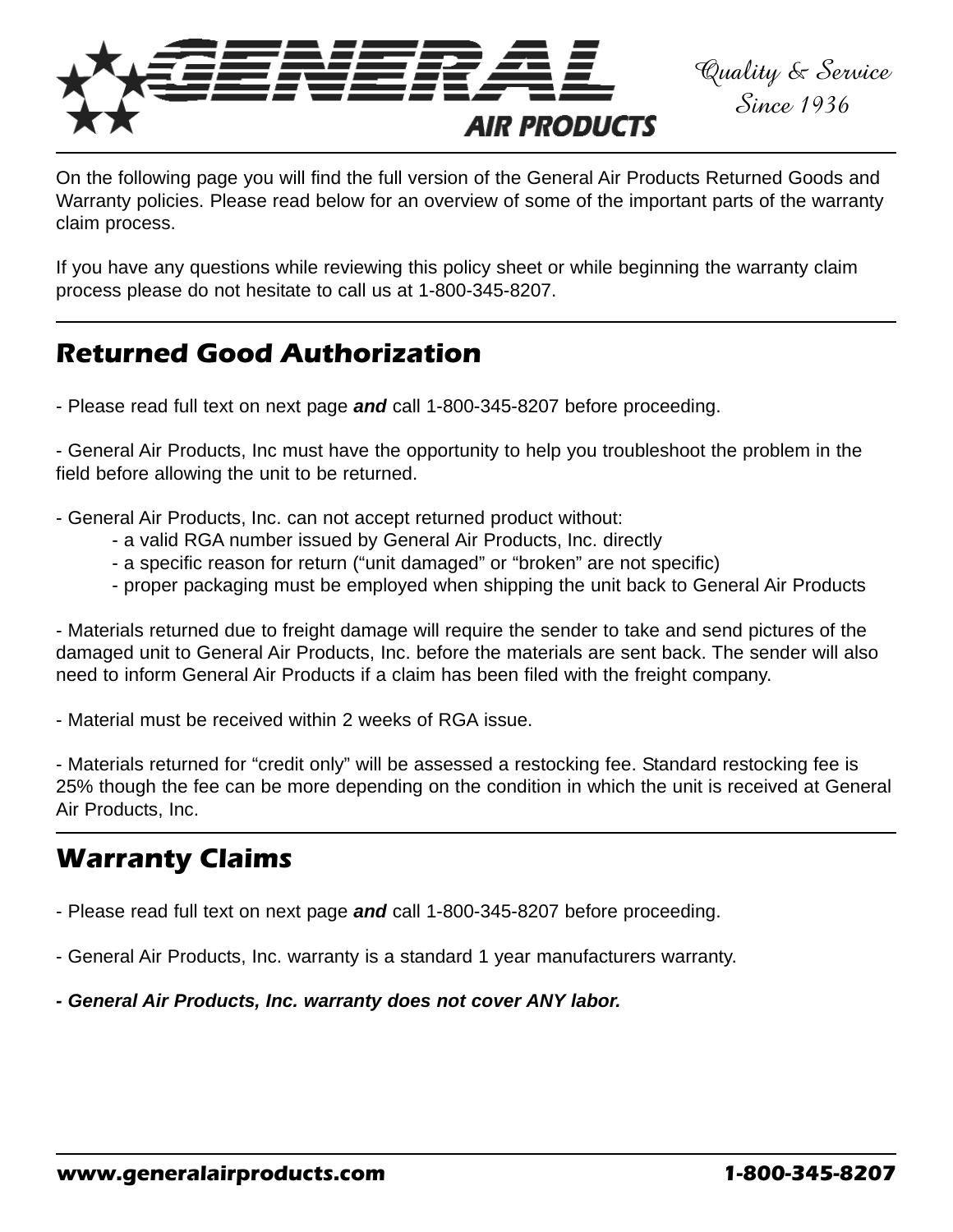# GENERAL AIR PRODUCTS

*Quality & Service Since 1936*

---

On the following page you will find the full version of the General Air Products Returned Goods and Warranty policies. Please read below for an overview of some of the important parts of the warranty claim process.

If you have any questions while reviewing this policy sheet or while beginning the warranty claim process please do not hesitate to call us at 1-800-345-8207.

---

## Returned Good Authorization

- Please read full text on next page ***and*** call 1-800-345-8207 before proceeding.

- General Air Products, Inc must have the opportunity to help you troubleshoot the problem in the field before allowing the unit to be returned.

- General Air Products, Inc. can not accept returned product without:
  - a valid RGA number issued by General Air Products, Inc. directly
  - a specific reason for return (“unit damaged” or “broken” are not specific)
  - proper packaging must be employed when shipping the unit back to General Air Products

- Materials returned due to freight damage will require the sender to take and send pictures of the damaged unit to General Air Products, Inc. before the materials are sent back. The sender will also need to inform General Air Products if a claim has been filed with the freight company.

- Material must be received within 2 weeks of RGA issue.

- Materials returned for “credit only” will be assessed a restocking fee. Standard restocking fee is 25% though the fee can be more depending on the condition in which the unit is received at General Air Products, Inc.

---

## Warranty Claims

- Please read full text on next page ***and*** call 1-800-345-8207 before proceeding.

- General Air Products, Inc. warranty is a standard 1 year manufacturers warranty.

- ***General Air Products, Inc. warranty does not cover ANY labor.***

---

**www.generalairproducts.com** **1-800-345-8207**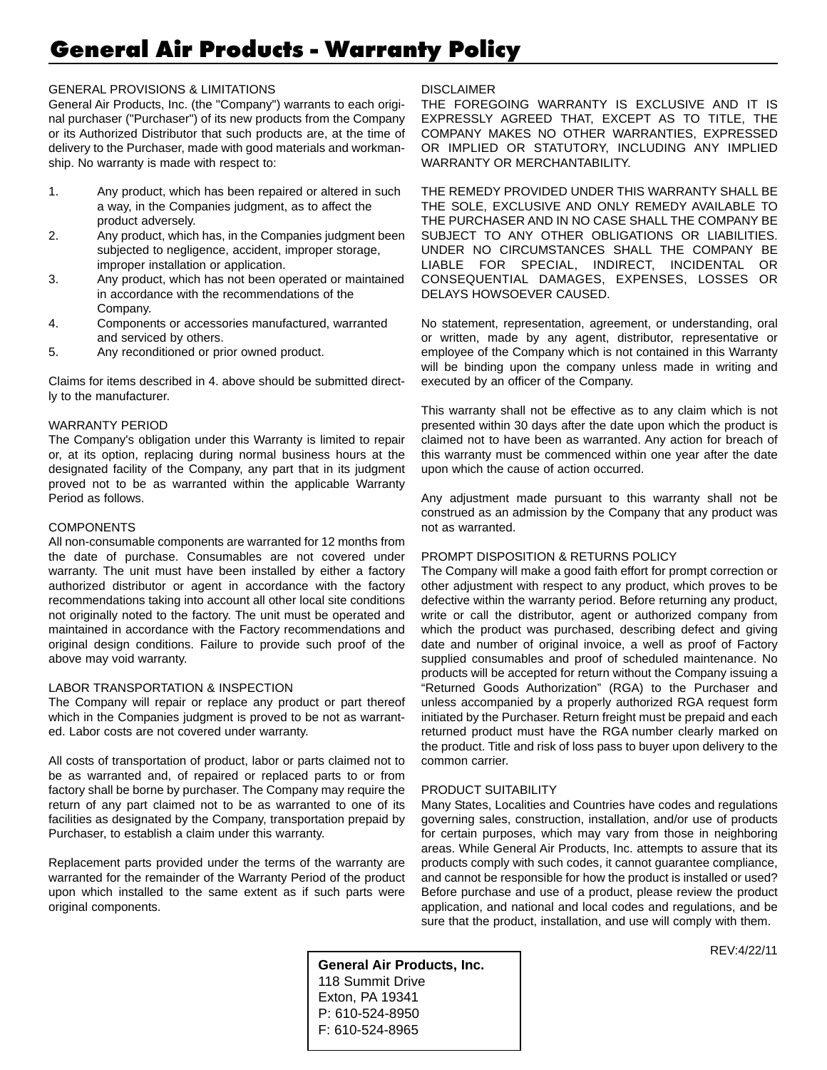# General Air Products - Warranty Policy

GENERAL PROVISIONS & LIMITATIONS

General Air Products, Inc. (the "Company") warrants to each original purchaser ("Purchaser") of its new products from the Company or its Authorized Distributor that such products are, at the time of delivery to the Purchaser, made with good materials and workmanship. No warranty is made with respect to:

1. Any product, which has been repaired or altered in such a way, in the Companies judgment, as to affect the product adversely.
2. Any product, which has, in the Companies judgment been subjected to negligence, accident, improper storage, improper installation or application.
3. Any product, which has not been operated or maintained in accordance with the recommendations of the Company.
4. Components or accessories manufactured, warranted and serviced by others.
5. Any reconditioned or prior owned product.

Claims for items described in 4. above should be submitted directly to the manufacturer.

WARRANTY PERIOD

The Company's obligation under this Warranty is limited to repair or, at its option, replacing during normal business hours at the designated facility of the Company, any part that in its judgment proved not to be as warranted within the applicable Warranty Period as follows.

COMPONENTS

All non-consumable components are warranted for 12 months from the date of purchase. Consumables are not covered under warranty. The unit must have been installed by either a factory authorized distributor or agent in accordance with the factory recommendations taking into account all other local site conditions not originally noted to the factory. The unit must be operated and maintained in accordance with the Factory recommendations and original design conditions. Failure to provide such proof of the above may void warranty.

LABOR TRANSPORTATION & INSPECTION

The Company will repair or replace any product or part thereof which in the Companies judgment is proved to be not as warranted. Labor costs are not covered under warranty.

All costs of transportation of product, labor or parts claimed not to be as warranted and, of repaired or replaced parts to or from factory shall be borne by purchaser. The Company may require the return of any part claimed not to be as warranted to one of its facilities as designated by the Company, transportation prepaid by Purchaser, to establish a claim under this warranty.

Replacement parts provided under the terms of the warranty are warranted for the remainder of the Warranty Period of the product upon which installed to the same extent as if such parts were original components.

DISCLAIMER

THE FOREGOING WARRANTY IS EXCLUSIVE AND IT IS EXPRESSLY AGREED THAT, EXCEPT AS TO TITLE, THE COMPANY MAKES NO OTHER WARRANTIES, EXPRESSED OR IMPLIED OR STATUTORY, INCLUDING ANY IMPLIED WARRANTY OR MERCHANTABILITY.

THE REMEDY PROVIDED UNDER THIS WARRANTY SHALL BE THE SOLE, EXCLUSIVE AND ONLY REMEDY AVAILABLE TO THE PURCHASER AND IN NO CASE SHALL THE COMPANY BE SUBJECT TO ANY OTHER OBLIGATIONS OR LIABILITIES. UNDER NO CIRCUMSTANCES SHALL THE COMPANY BE LIABLE FOR SPECIAL, INDIRECT, INCIDENTAL OR CONSEQUENTIAL DAMAGES, EXPENSES, LOSSES OR DELAYS HOWSOEVER CAUSED.

No statement, representation, agreement, or understanding, oral or written, made by any agent, distributor, representative or employee of the Company which is not contained in this Warranty will be binding upon the company unless made in writing and executed by an officer of the Company.

This warranty shall not be effective as to any claim which is not presented within 30 days after the date upon which the product is claimed not to have been as warranted. Any action for breach of this warranty must be commenced within one year after the date upon which the cause of action occurred.

Any adjustment made pursuant to this warranty shall not be construed as an admission by the Company that any product was not as warranted.

PROMPT DISPOSITION & RETURNS POLICY

The Company will make a good faith effort for prompt correction or other adjustment with respect to any product, which proves to be defective within the warranty period. Before returning any product, write or call the distributor, agent or authorized company from which the product was purchased, describing defect and giving date and number of original invoice, a well as proof of Factory supplied consumables and proof of scheduled maintenance. No products will be accepted for return without the Company issuing a "Returned Goods Authorization" (RGA) to the Purchaser and unless accompanied by a properly authorized RGA request form initiated by the Purchaser. Return freight must be prepaid and each returned product must have the RGA number clearly marked on the product. Title and risk of loss pass to buyer upon delivery to the common carrier.

PRODUCT SUITABILITY

Many States, Localities and Countries have codes and regulations governing sales, construction, installation, and/or use of products for certain purposes, which may vary from those in neighboring areas. While General Air Products, Inc. attempts to assure that its products comply with such codes, it cannot guarantee compliance, and cannot be responsible for how the product is installed or used? Before purchase and use of a product, please review the product application, and national and local codes and regulations, and be sure that the product, installation, and use will comply with them.

REV:4/22/11

**General Air Products, Inc.**
118 Summit Drive
Exton, PA 19341
P: 610-524-8950
F: 610-524-8965